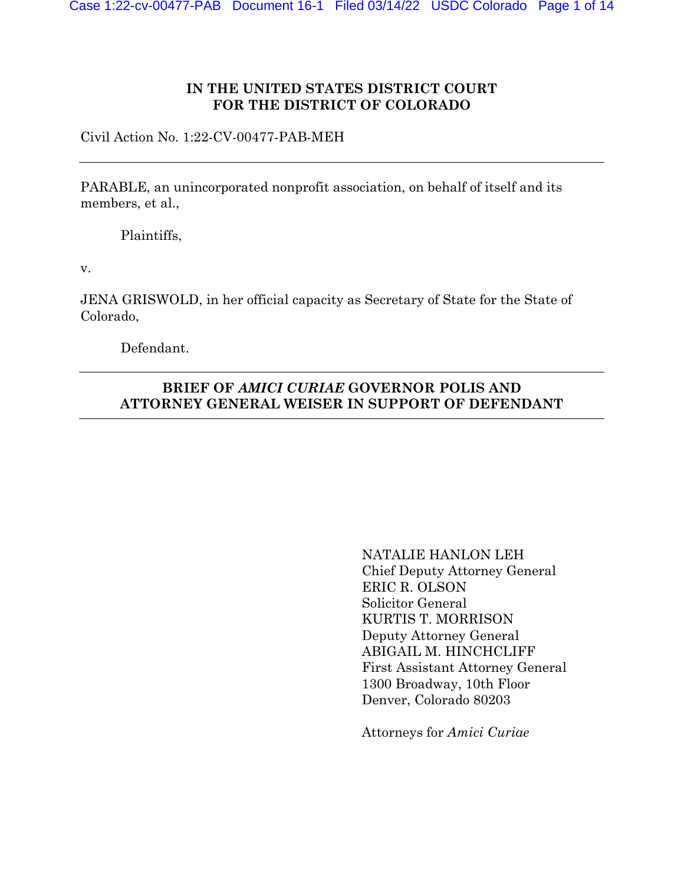**IN THE UNITED STATES DISTRICT COURT**
**FOR THE DISTRICT OF COLORADO**

Civil Action No. 1:22-CV-00477-PAB-MEH

---

PARABLE, an unincorporated nonprofit association, on behalf of itself and its members, et al.,

Plaintiffs,

v.

JENA GRISWOLD, in her official capacity as Secretary of State for the State of Colorado,

Defendant.

---

**BRIEF OF *AMICI CURIAE* GOVERNOR POLIS AND ATTORNEY GENERAL WEISER IN SUPPORT OF DEFENDANT**

---

NATALIE HANLON LEH
Chief Deputy Attorney General
ERIC R. OLSON
Solicitor General
KURTIS T. MORRISON
Deputy Attorney General
ABIGAIL M. HINCHCLIFF
First Assistant Attorney General
1300 Broadway, 10th Floor
Denver, Colorado 80203

Attorneys for *Amici Curiae*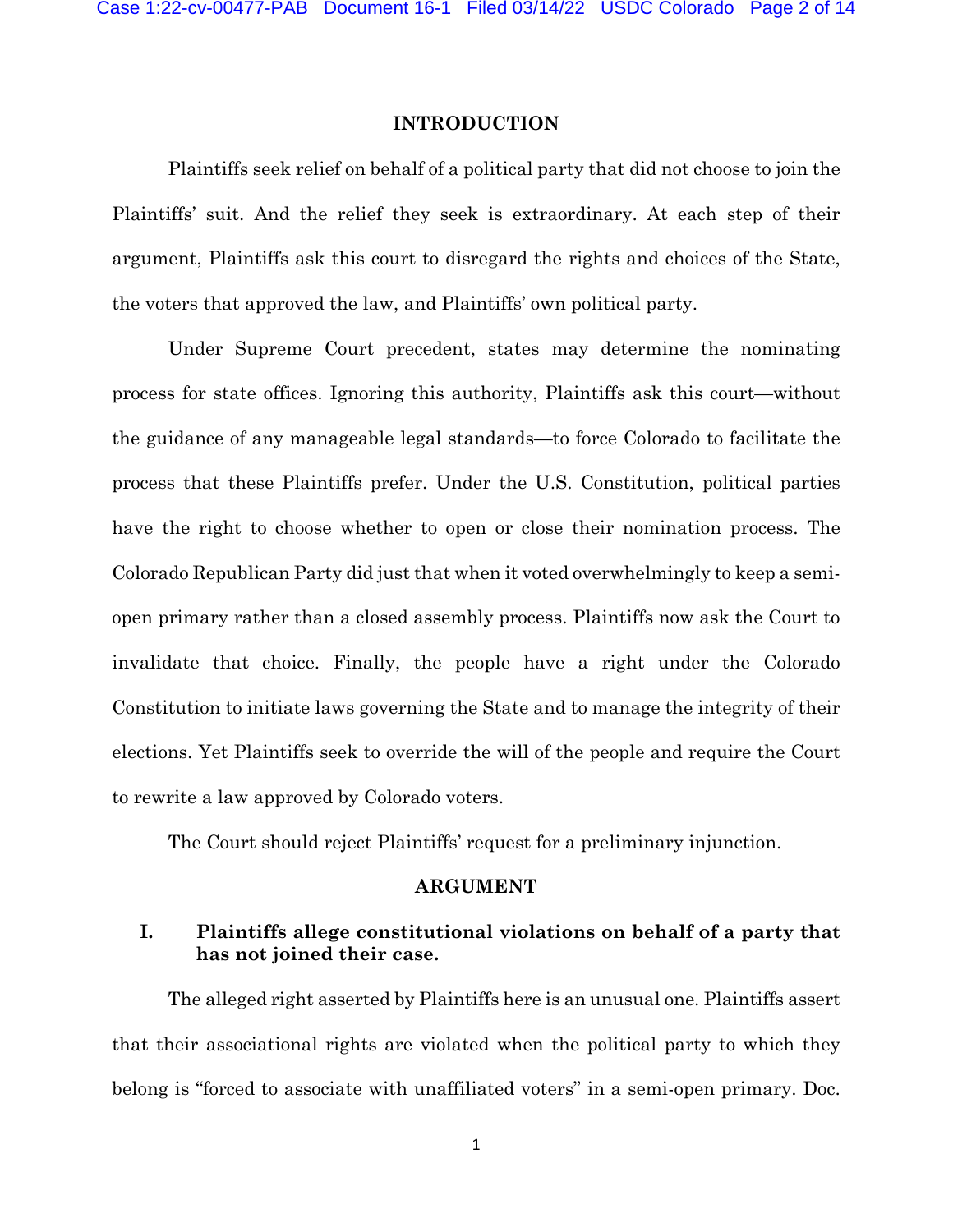## INTRODUCTION

Plaintiffs seek relief on behalf of a political party that did not choose to join the Plaintiffs' suit. And the relief they seek is extraordinary. At each step of their argument, Plaintiffs ask this court to disregard the rights and choices of the State, the voters that approved the law, and Plaintiffs' own political party.

Under Supreme Court precedent, states may determine the nominating process for state offices. Ignoring this authority, Plaintiffs ask this court—without the guidance of any manageable legal standards—to force Colorado to facilitate the process that these Plaintiffs prefer. Under the U.S. Constitution, political parties have the right to choose whether to open or close their nomination process. The Colorado Republican Party did just that when it voted overwhelmingly to keep a semi-open primary rather than a closed assembly process. Plaintiffs now ask the Court to invalidate that choice. Finally, the people have a right under the Colorado Constitution to initiate laws governing the State and to manage the integrity of their elections. Yet Plaintiffs seek to override the will of the people and require the Court to rewrite a law approved by Colorado voters.

The Court should reject Plaintiffs' request for a preliminary injunction.

## ARGUMENT

### I. Plaintiffs allege constitutional violations on behalf of a party that has not joined their case.

The alleged right asserted by Plaintiffs here is an unusual one. Plaintiffs assert that their associational rights are violated when the political party to which they belong is "forced to associate with unaffiliated voters" in a semi-open primary. Doc.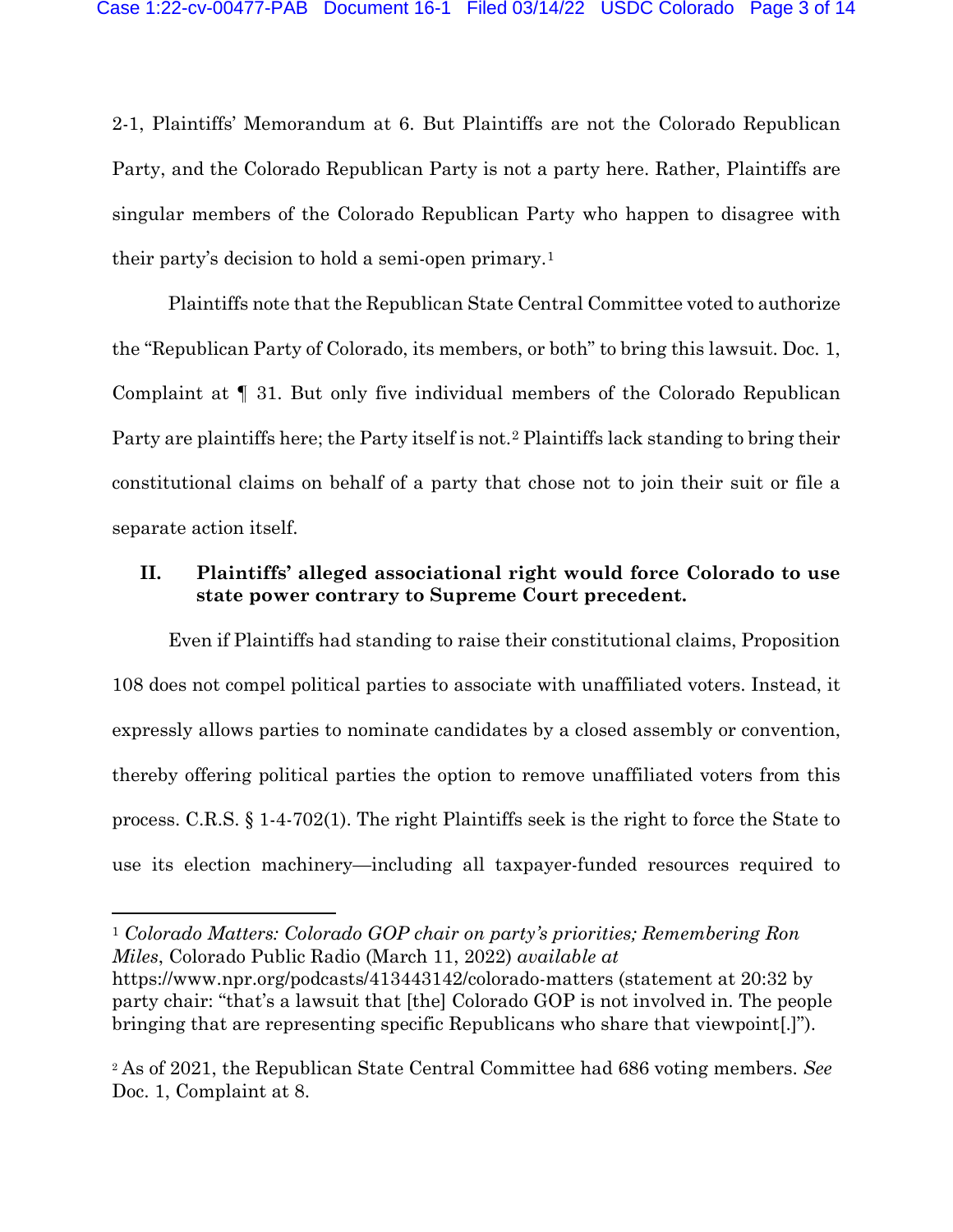2-1, Plaintiffs' Memorandum at 6. But Plaintiffs are not the Colorado Republican Party, and the Colorado Republican Party is not a party here. Rather, Plaintiffs are singular members of the Colorado Republican Party who happen to disagree with their party's decision to hold a semi-open primary.[1]

Plaintiffs note that the Republican State Central Committee voted to authorize the "Republican Party of Colorado, its members, or both" to bring this lawsuit. Doc. 1, Complaint at ¶ 31. But only five individual members of the Colorado Republican Party are plaintiffs here; the Party itself is not.[2] Plaintiffs lack standing to bring their constitutional claims on behalf of a party that chose not to join their suit or file a separate action itself.

### II. Plaintiffs' alleged associational right would force Colorado to use state power contrary to Supreme Court precedent.

Even if Plaintiffs had standing to raise their constitutional claims, Proposition 108 does not compel political parties to associate with unaffiliated voters. Instead, it expressly allows parties to nominate candidates by a closed assembly or convention, thereby offering political parties the option to remove unaffiliated voters from this process. C.R.S. § 1-4-702(1). The right Plaintiffs seek is the right to force the State to use its election machinery—including all taxpayer-funded resources required to

---

[1] *Colorado Matters: Colorado GOP chair on party's priorities; Remembering Ron Miles*, Colorado Public Radio (March 11, 2022) *available at* https://www.npr.org/podcasts/413443142/colorado-matters (statement at 20:32 by party chair: "that's a lawsuit that [the] Colorado GOP is not involved in. The people bringing that are representing specific Republicans who share that viewpoint[.]").

[2] As of 2021, the Republican State Central Committee had 686 voting members. *See* Doc. 1, Complaint at 8.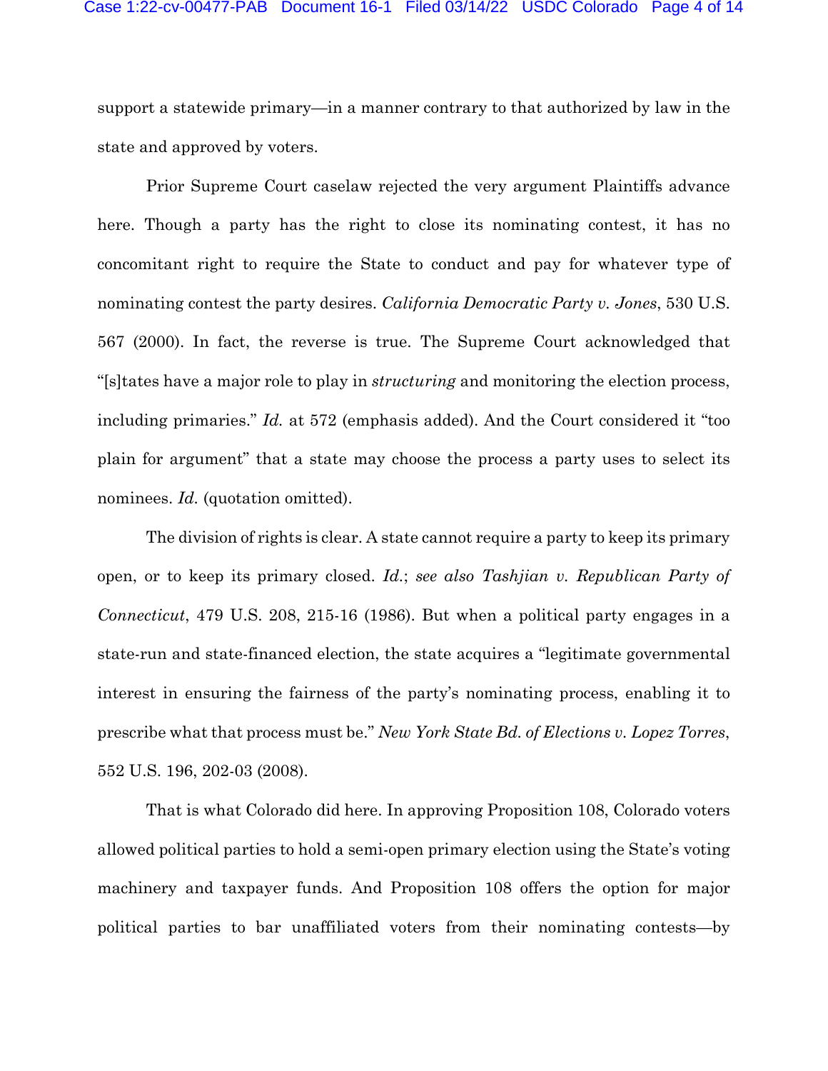support a statewide primary—in a manner contrary to that authorized by law in the state and approved by voters.

Prior Supreme Court caselaw rejected the very argument Plaintiffs advance here. Though a party has the right to close its nominating contest, it has no concomitant right to require the State to conduct and pay for whatever type of nominating contest the party desires. *California Democratic Party v. Jones*, 530 U.S. 567 (2000). In fact, the reverse is true. The Supreme Court acknowledged that "[s]tates have a major role to play in *structuring* and monitoring the election process, including primaries." *Id.* at 572 (emphasis added). And the Court considered it "too plain for argument" that a state may choose the process a party uses to select its nominees. *Id.* (quotation omitted).

The division of rights is clear. A state cannot require a party to keep its primary open, or to keep its primary closed. *Id.*; *see also Tashjian v. Republican Party of Connecticut*, 479 U.S. 208, 215-16 (1986). But when a political party engages in a state-run and state-financed election, the state acquires a "legitimate governmental interest in ensuring the fairness of the party's nominating process, enabling it to prescribe what that process must be." *New York State Bd. of Elections v. Lopez Torres*, 552 U.S. 196, 202-03 (2008).

That is what Colorado did here. In approving Proposition 108, Colorado voters allowed political parties to hold a semi-open primary election using the State's voting machinery and taxpayer funds. And Proposition 108 offers the option for major political parties to bar unaffiliated voters from their nominating contests—by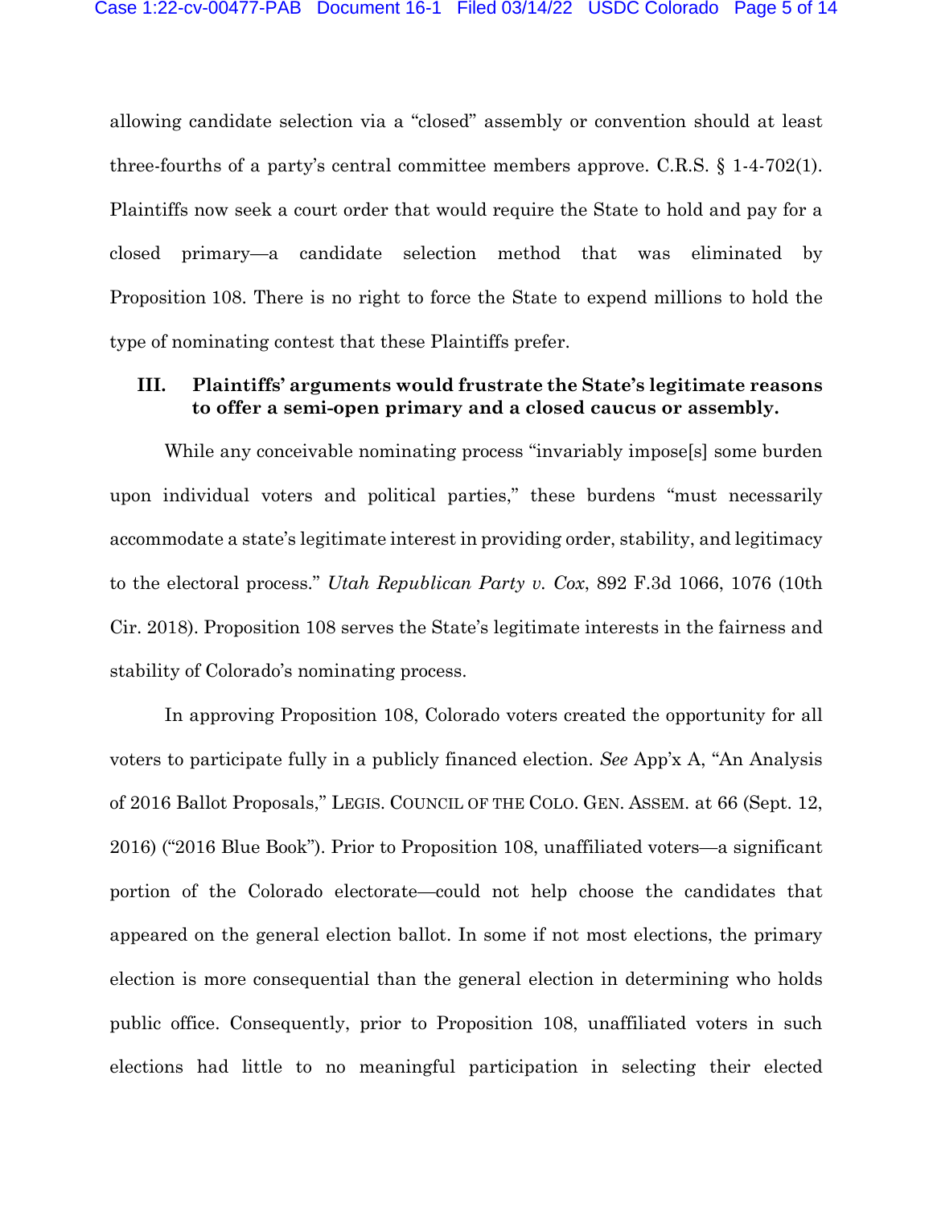allowing candidate selection via a "closed" assembly or convention should at least three-fourths of a party's central committee members approve. C.R.S. § 1-4-702(1). Plaintiffs now seek a court order that would require the State to hold and pay for a closed primary—a candidate selection method that was eliminated by Proposition 108. There is no right to force the State to expend millions to hold the type of nominating contest that these Plaintiffs prefer.

### III. Plaintiffs' arguments would frustrate the State's legitimate reasons to offer a semi-open primary and a closed caucus or assembly.

While any conceivable nominating process "invariably impose[s] some burden upon individual voters and political parties," these burdens "must necessarily accommodate a state's legitimate interest in providing order, stability, and legitimacy to the electoral process." *Utah Republican Party v. Cox*, 892 F.3d 1066, 1076 (10th Cir. 2018). Proposition 108 serves the State's legitimate interests in the fairness and stability of Colorado's nominating process.

In approving Proposition 108, Colorado voters created the opportunity for all voters to participate fully in a publicly financed election. *See* App'x A, "An Analysis of 2016 Ballot Proposals," LEGIS. COUNCIL OF THE COLO. GEN. ASSEM. at 66 (Sept. 12, 2016) ("2016 Blue Book"). Prior to Proposition 108, unaffiliated voters—a significant portion of the Colorado electorate—could not help choose the candidates that appeared on the general election ballot. In some if not most elections, the primary election is more consequential than the general election in determining who holds public office. Consequently, prior to Proposition 108, unaffiliated voters in such elections had little to no meaningful participation in selecting their elected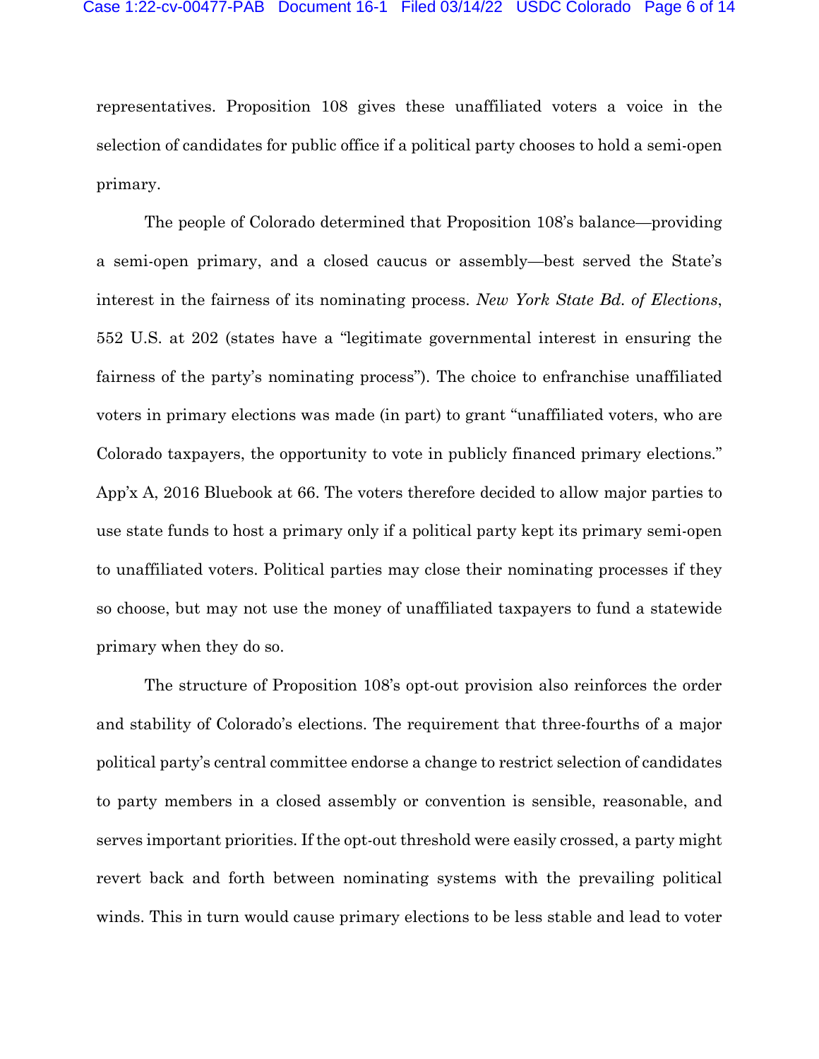representatives. Proposition 108 gives these unaffiliated voters a voice in the selection of candidates for public office if a political party chooses to hold a semi-open primary.

The people of Colorado determined that Proposition 108's balance—providing a semi-open primary, and a closed caucus or assembly—best served the State's interest in the fairness of its nominating process. *New York State Bd. of Elections*, 552 U.S. at 202 (states have a "legitimate governmental interest in ensuring the fairness of the party's nominating process"). The choice to enfranchise unaffiliated voters in primary elections was made (in part) to grant "unaffiliated voters, who are Colorado taxpayers, the opportunity to vote in publicly financed primary elections." App'x A, 2016 Bluebook at 66. The voters therefore decided to allow major parties to use state funds to host a primary only if a political party kept its primary semi-open to unaffiliated voters. Political parties may close their nominating processes if they so choose, but may not use the money of unaffiliated taxpayers to fund a statewide primary when they do so.

The structure of Proposition 108's opt-out provision also reinforces the order and stability of Colorado's elections. The requirement that three-fourths of a major political party's central committee endorse a change to restrict selection of candidates to party members in a closed assembly or convention is sensible, reasonable, and serves important priorities. If the opt-out threshold were easily crossed, a party might revert back and forth between nominating systems with the prevailing political winds. This in turn would cause primary elections to be less stable and lead to voter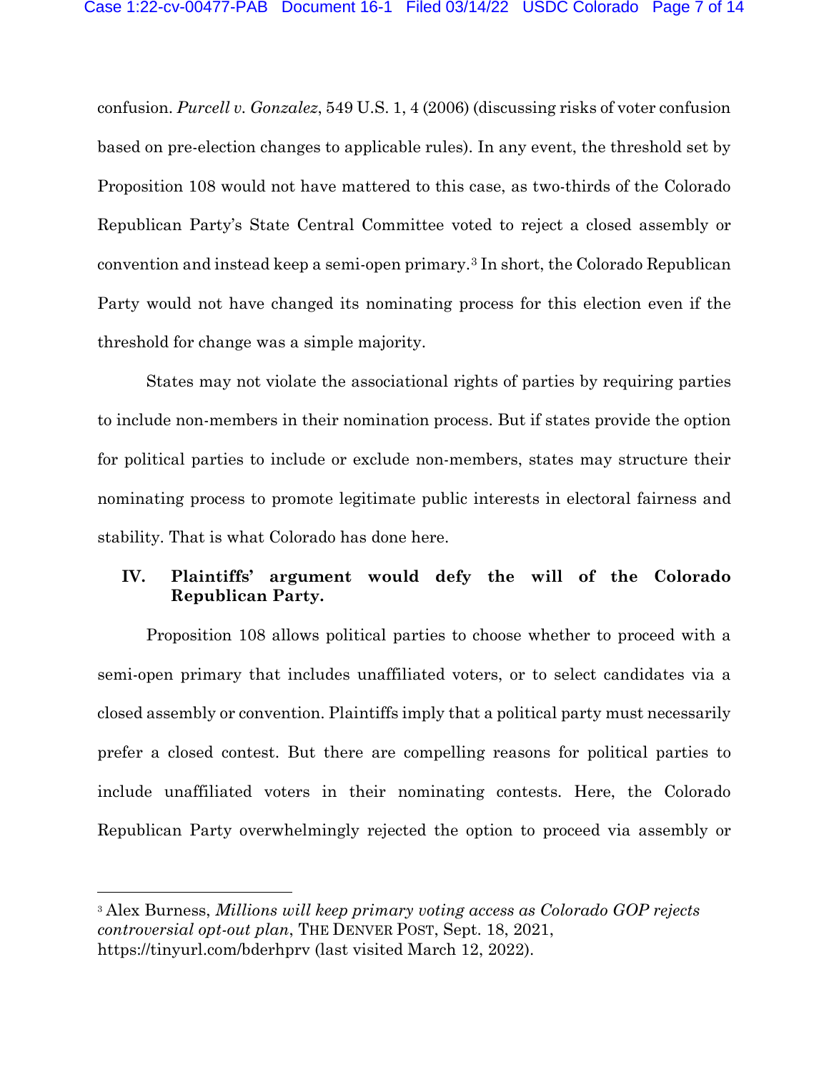confusion. *Purcell v. Gonzalez*, 549 U.S. 1, 4 (2006) (discussing risks of voter confusion based on pre-election changes to applicable rules). In any event, the threshold set by Proposition 108 would not have mattered to this case, as two-thirds of the Colorado Republican Party's State Central Committee voted to reject a closed assembly or convention and instead keep a semi-open primary.[3] In short, the Colorado Republican Party would not have changed its nominating process for this election even if the threshold for change was a simple majority.

States may not violate the associational rights of parties by requiring parties to include non-members in their nomination process. But if states provide the option for political parties to include or exclude non-members, states may structure their nominating process to promote legitimate public interests in electoral fairness and stability. That is what Colorado has done here.

## IV. Plaintiffs' argument would defy the will of the Colorado Republican Party.

Proposition 108 allows political parties to choose whether to proceed with a semi-open primary that includes unaffiliated voters, or to select candidates via a closed assembly or convention. Plaintiffs imply that a political party must necessarily prefer a closed contest. But there are compelling reasons for political parties to include unaffiliated voters in their nominating contests. Here, the Colorado Republican Party overwhelmingly rejected the option to proceed via assembly or

---

[3] Alex Burness, *Millions will keep primary voting access as Colorado GOP rejects controversial opt-out plan*, THE DENVER POST, Sept. 18, 2021, https://tinyurl.com/bderhprv (last visited March 12, 2022).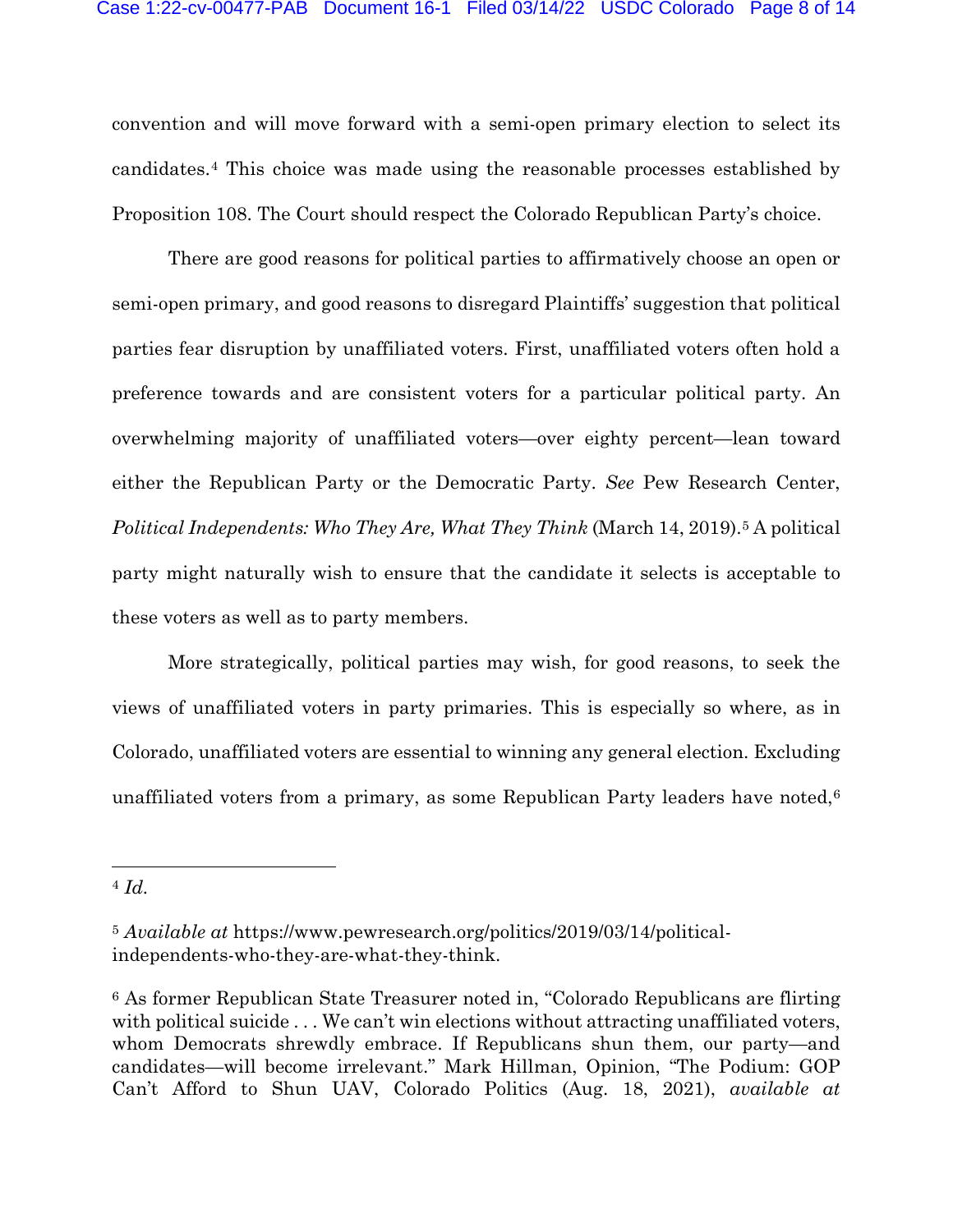convention and will move forward with a semi-open primary election to select its candidates.[4] This choice was made using the reasonable processes established by Proposition 108. The Court should respect the Colorado Republican Party's choice.

There are good reasons for political parties to affirmatively choose an open or semi-open primary, and good reasons to disregard Plaintiffs' suggestion that political parties fear disruption by unaffiliated voters. First, unaffiliated voters often hold a preference towards and are consistent voters for a particular political party. An overwhelming majority of unaffiliated voters—over eighty percent—lean toward either the Republican Party or the Democratic Party. *See* Pew Research Center, *Political Independents: Who They Are, What They Think* (March 14, 2019).[5] A political party might naturally wish to ensure that the candidate it selects is acceptable to these voters as well as to party members.

More strategically, political parties may wish, for good reasons, to seek the views of unaffiliated voters in party primaries. This is especially so where, as in Colorado, unaffiliated voters are essential to winning any general election. Excluding unaffiliated voters from a primary, as some Republican Party leaders have noted,[6]

---

[4] *Id.*

[5] *Available at* https://www.pewresearch.org/politics/2019/03/14/political-independents-who-they-are-what-they-think.

[6] As former Republican State Treasurer noted in, "Colorado Republicans are flirting with political suicide . . . We can't win elections without attracting unaffiliated voters, whom Democrats shrewdly embrace. If Republicans shun them, our party—and candidates—will become irrelevant." Mark Hillman, Opinion, "The Podium: GOP Can't Afford to Shun UAV, Colorado Politics (Aug. 18, 2021), *available at*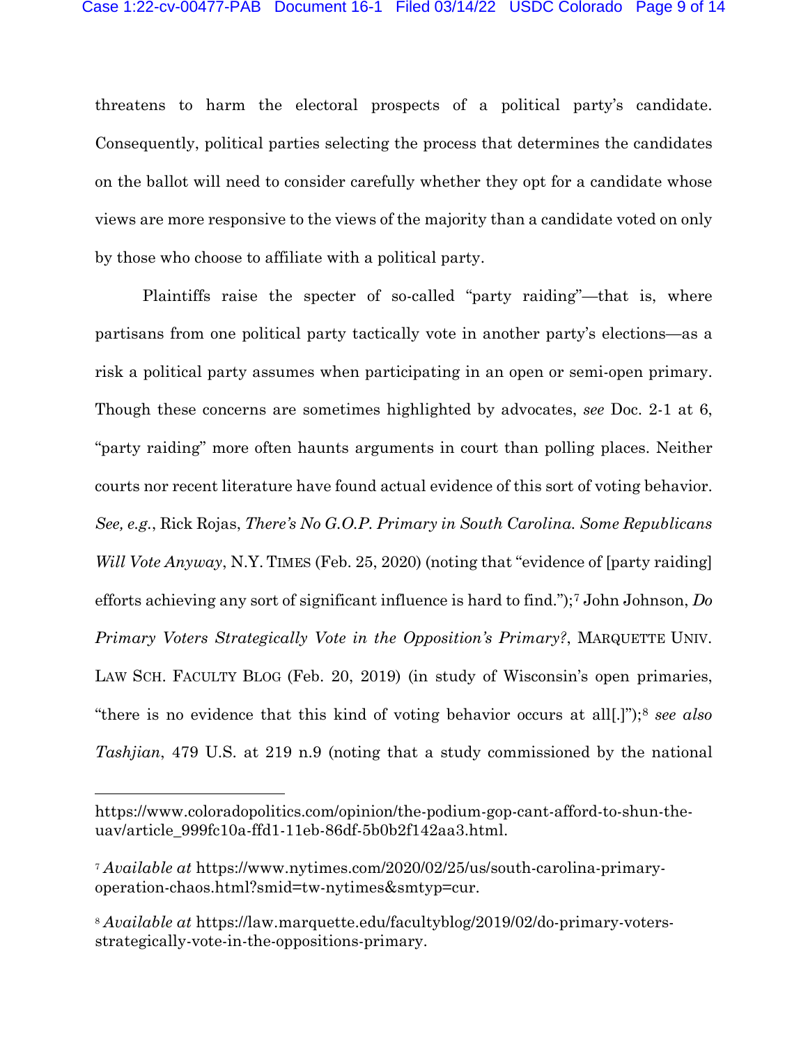threatens to harm the electoral prospects of a political party's candidate. Consequently, political parties selecting the process that determines the candidates on the ballot will need to consider carefully whether they opt for a candidate whose views are more responsive to the views of the majority than a candidate voted on only by those who choose to affiliate with a political party.

Plaintiffs raise the specter of so-called "party raiding"—that is, where partisans from one political party tactically vote in another party's elections—as a risk a political party assumes when participating in an open or semi-open primary. Though these concerns are sometimes highlighted by advocates, *see* Doc. 2-1 at 6, "party raiding" more often haunts arguments in court than polling places. Neither courts nor recent literature have found actual evidence of this sort of voting behavior. *See, e.g.*, Rick Rojas, *There's No G.O.P. Primary in South Carolina. Some Republicans Will Vote Anyway*, N.Y. TIMES (Feb. 25, 2020) (noting that "evidence of [party raiding] efforts achieving any sort of significant influence is hard to find.");[7] John Johnson, *Do Primary Voters Strategically Vote in the Opposition's Primary?*, MARQUETTE UNIV. LAW SCH. FACULTY BLOG (Feb. 20, 2019) (in study of Wisconsin's open primaries, "there is no evidence that this kind of voting behavior occurs at all[.]");[8] *see also Tashjian*, 479 U.S. at 219 n.9 (noting that a study commissioned by the national

---

https://www.coloradopolitics.com/opinion/the-podium-gop-cant-afford-to-shun-the-uav/article_999fc10a-ffd1-11eb-86df-5b0b2f142aa3.html.

[7] *Available at* https://www.nytimes.com/2020/02/25/us/south-carolina-primary-operation-chaos.html?smid=tw-nytimes&smtyp=cur.

[8] *Available at* https://law.marquette.edu/facultyblog/2019/02/do-primary-voters-strategically-vote-in-the-oppositions-primary.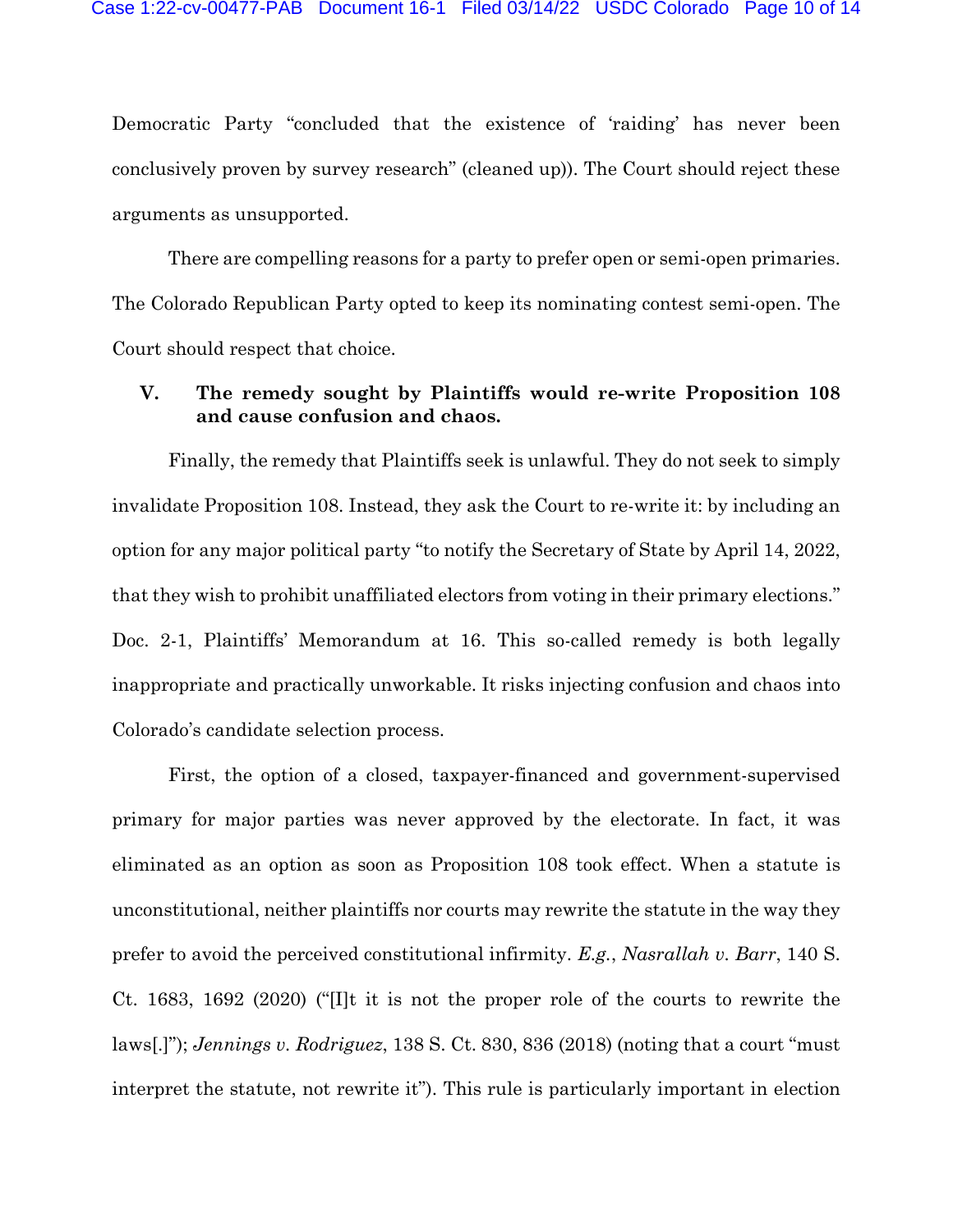Democratic Party "concluded that the existence of 'raiding' has never been conclusively proven by survey research" (cleaned up)). The Court should reject these arguments as unsupported.

There are compelling reasons for a party to prefer open or semi-open primaries. The Colorado Republican Party opted to keep its nominating contest semi-open. The Court should respect that choice.

### V. The remedy sought by Plaintiffs would re-write Proposition 108 and cause confusion and chaos.

Finally, the remedy that Plaintiffs seek is unlawful. They do not seek to simply invalidate Proposition 108. Instead, they ask the Court to re-write it: by including an option for any major political party "to notify the Secretary of State by April 14, 2022, that they wish to prohibit unaffiliated electors from voting in their primary elections." Doc. 2-1, Plaintiffs' Memorandum at 16. This so-called remedy is both legally inappropriate and practically unworkable. It risks injecting confusion and chaos into Colorado's candidate selection process.

First, the option of a closed, taxpayer-financed and government-supervised primary for major parties was never approved by the electorate. In fact, it was eliminated as an option as soon as Proposition 108 took effect. When a statute is unconstitutional, neither plaintiffs nor courts may rewrite the statute in the way they prefer to avoid the perceived constitutional infirmity. *E.g.*, *Nasrallah v. Barr*, 140 S. Ct. 1683, 1692 (2020) ("[I]t it is not the proper role of the courts to rewrite the laws[.]"); *Jennings v. Rodriguez*, 138 S. Ct. 830, 836 (2018) (noting that a court "must interpret the statute, not rewrite it"). This rule is particularly important in election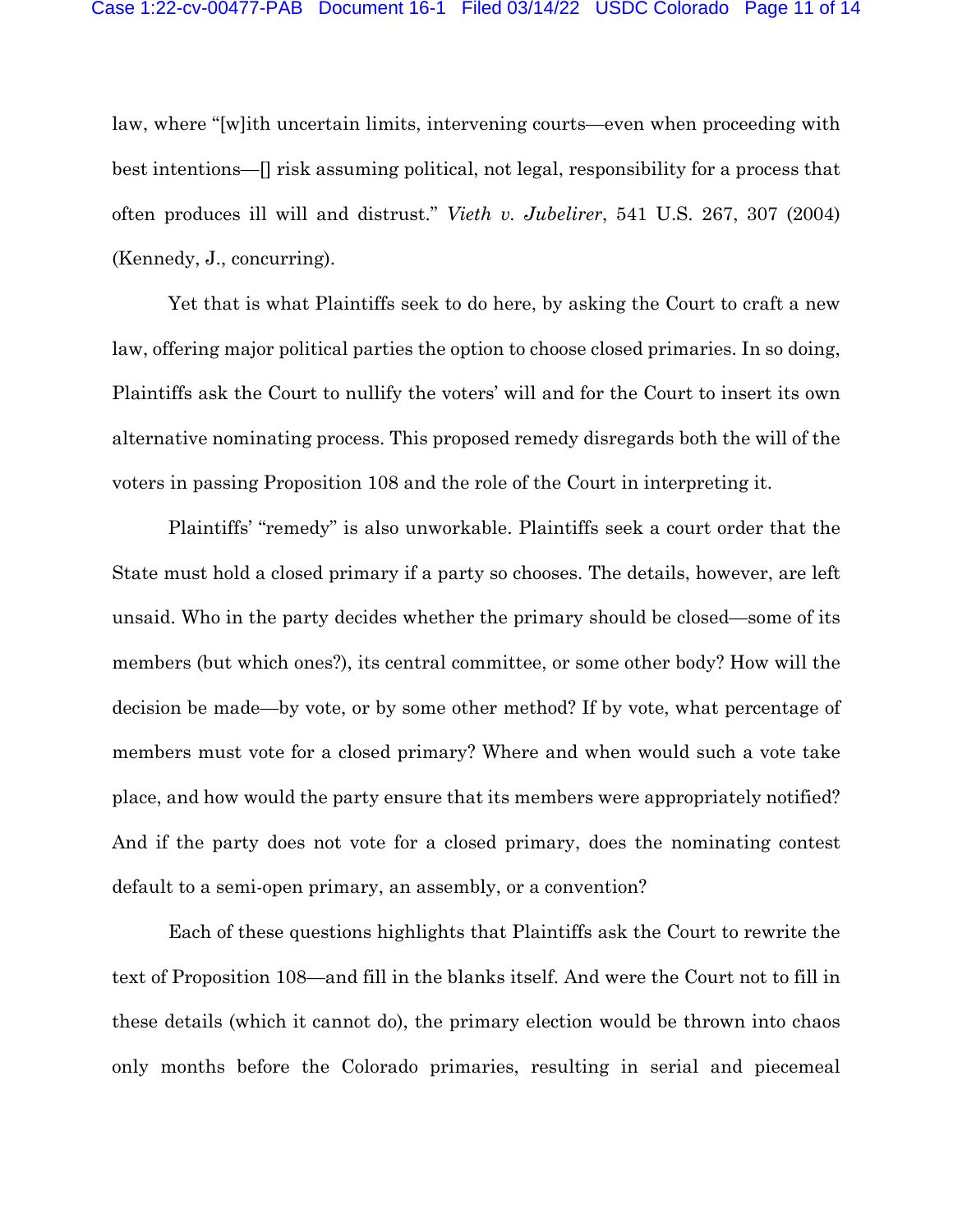law, where "[w]ith uncertain limits, intervening courts—even when proceeding with best intentions—[] risk assuming political, not legal, responsibility for a process that often produces ill will and distrust." *Vieth v. Jubelirer*, 541 U.S. 267, 307 (2004) (Kennedy, J., concurring).

Yet that is what Plaintiffs seek to do here, by asking the Court to craft a new law, offering major political parties the option to choose closed primaries. In so doing, Plaintiffs ask the Court to nullify the voters' will and for the Court to insert its own alternative nominating process. This proposed remedy disregards both the will of the voters in passing Proposition 108 and the role of the Court in interpreting it.

Plaintiffs' "remedy" is also unworkable. Plaintiffs seek a court order that the State must hold a closed primary if a party so chooses. The details, however, are left unsaid. Who in the party decides whether the primary should be closed—some of its members (but which ones?), its central committee, or some other body? How will the decision be made—by vote, or by some other method? If by vote, what percentage of members must vote for a closed primary? Where and when would such a vote take place, and how would the party ensure that its members were appropriately notified? And if the party does not vote for a closed primary, does the nominating contest default to a semi-open primary, an assembly, or a convention?

Each of these questions highlights that Plaintiffs ask the Court to rewrite the text of Proposition 108—and fill in the blanks itself. And were the Court not to fill in these details (which it cannot do), the primary election would be thrown into chaos only months before the Colorado primaries, resulting in serial and piecemeal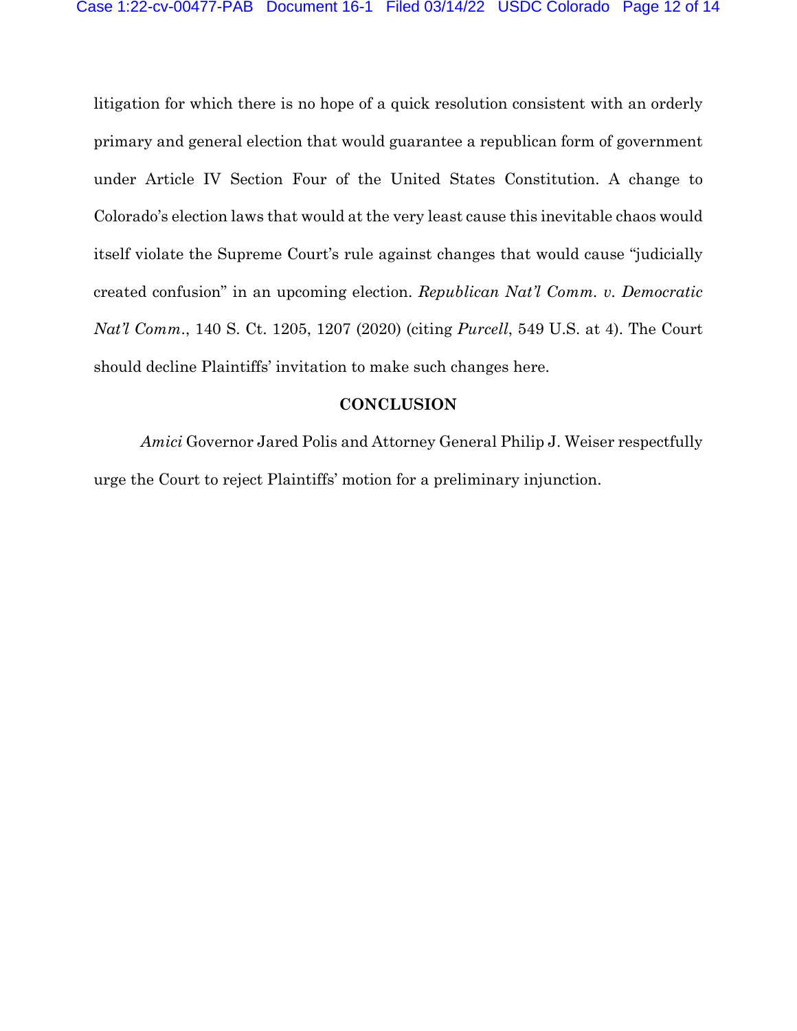litigation for which there is no hope of a quick resolution consistent with an orderly primary and general election that would guarantee a republican form of government under Article IV Section Four of the United States Constitution. A change to Colorado's election laws that would at the very least cause this inevitable chaos would itself violate the Supreme Court's rule against changes that would cause "judicially created confusion" in an upcoming election. *Republican Nat'l Comm. v. Democratic Nat'l Comm.*, 140 S. Ct. 1205, 1207 (2020) (citing *Purcell*, 549 U.S. at 4). The Court should decline Plaintiffs' invitation to make such changes here.

**CONCLUSION**

*Amici* Governor Jared Polis and Attorney General Philip J. Weiser respectfully urge the Court to reject Plaintiffs' motion for a preliminary injunction.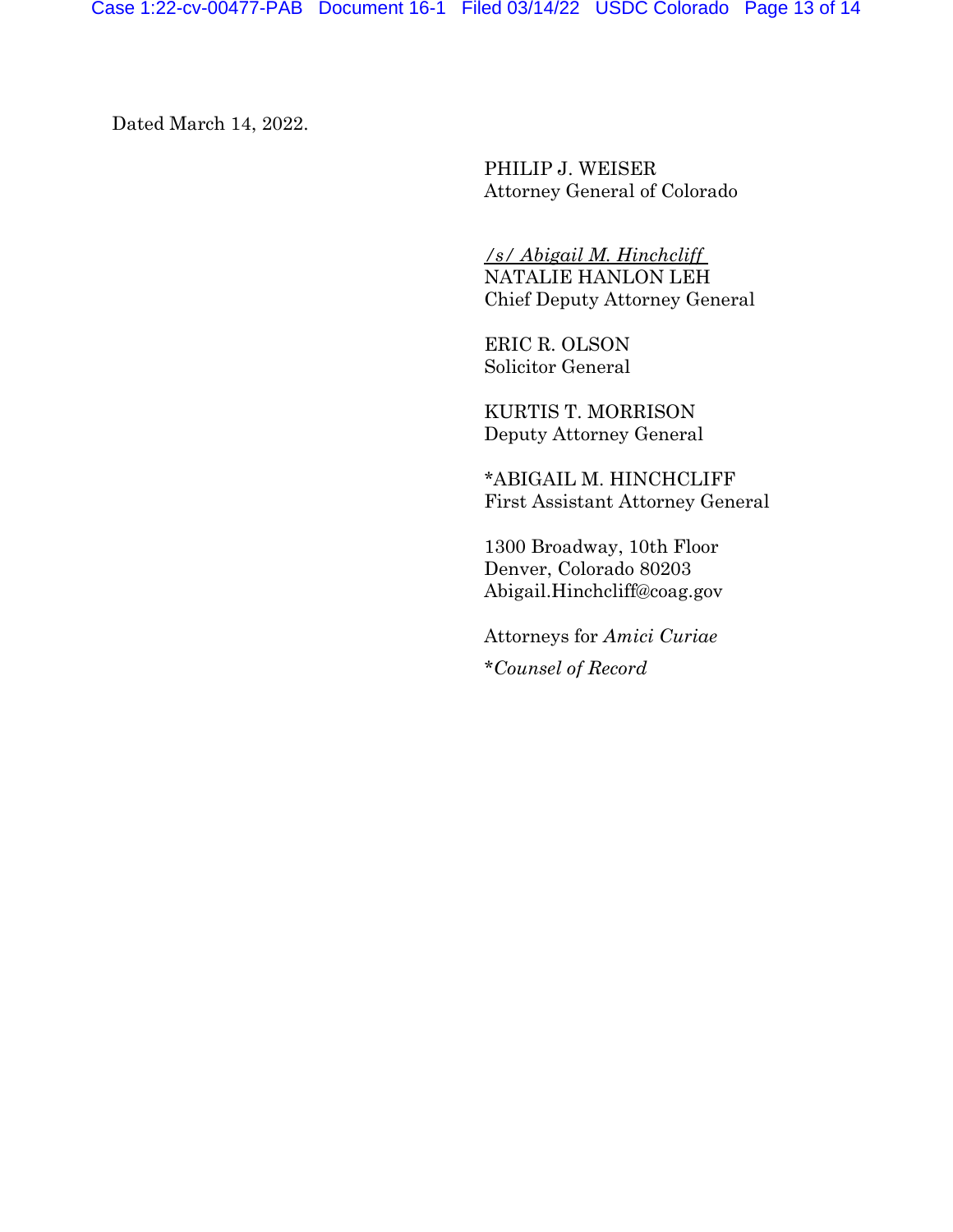Dated March 14, 2022.

PHILIP J. WEISER
Attorney General of Colorado

*/s/ Abigail M. Hinchcliff*
NATALIE HANLON LEH
Chief Deputy Attorney General

ERIC R. OLSON
Solicitor General

KURTIS T. MORRISON
Deputy Attorney General

*ABIGAIL M. HINCHCLIFF
First Assistant Attorney General

1300 Broadway, 10th Floor
Denver, Colorado 80203
Abigail.Hinchcliff@coag.gov

Attorneys for *Amici Curiae*

**Counsel of Record*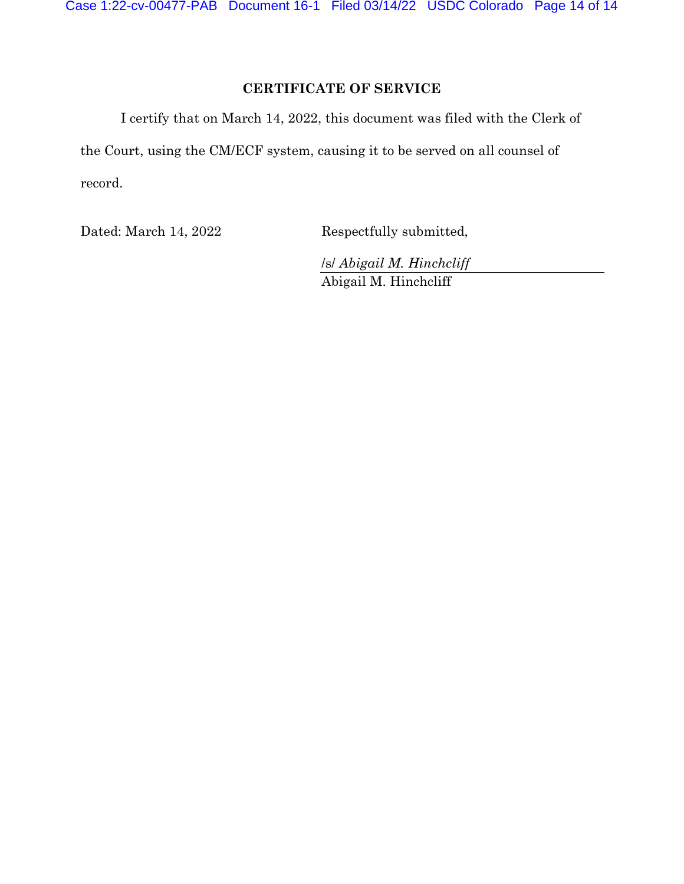## CERTIFICATE OF SERVICE

I certify that on March 14, 2022, this document was filed with the Clerk of the Court, using the CM/ECF system, causing it to be served on all counsel of record.

Dated: March 14, 2022

Respectfully submitted,

/s/ *Abigail M. Hinchcliff*
Abigail M. Hinchcliff